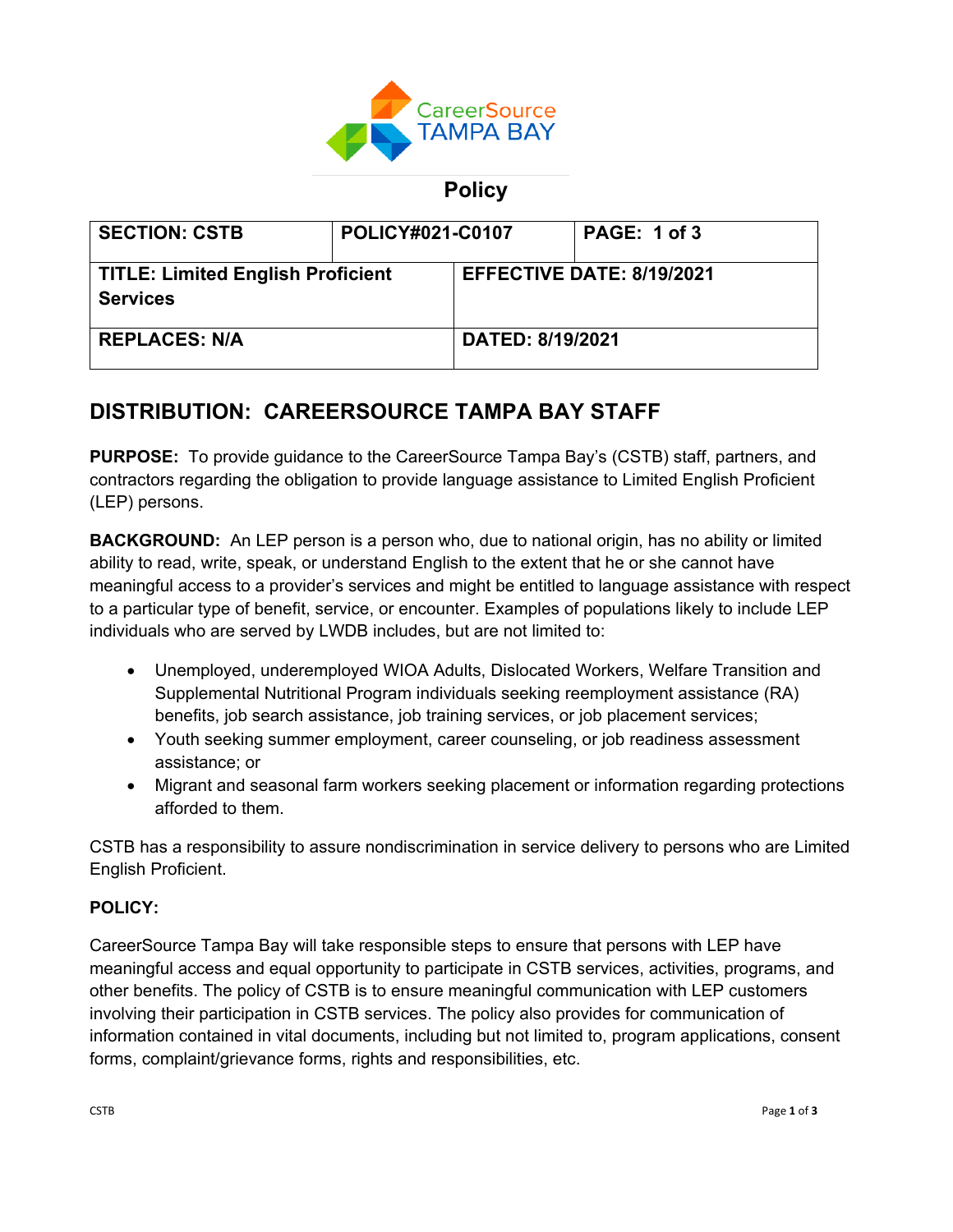CareerSource TAMPA BAY

# Policy

| SECTION: CSTB | POLICY#021-C0107 | PAGE: 1 of 3 |
|---|---|---|
| TITLE: Limited English Proficient Services | EFFECTIVE DATE: 8/19/2021 | |
| REPLACES: N/A | DATED: 8/19/2021 | |

## DISTRIBUTION: CAREERSOURCE TAMPA BAY STAFF

**PURPOSE:** To provide guidance to the CareerSource Tampa Bay's (CSTB) staff, partners, and contractors regarding the obligation to provide language assistance to Limited English Proficient (LEP) persons.

**BACKGROUND:** An LEP person is a person who, due to national origin, has no ability or limited ability to read, write, speak, or understand English to the extent that he or she cannot have meaningful access to a provider's services and might be entitled to language assistance with respect to a particular type of benefit, service, or encounter. Examples of populations likely to include LEP individuals who are served by LWDB includes, but are not limited to:

- Unemployed, underemployed WIOA Adults, Dislocated Workers, Welfare Transition and Supplemental Nutritional Program individuals seeking reemployment assistance (RA) benefits, job search assistance, job training services, or job placement services;
- Youth seeking summer employment, career counseling, or job readiness assessment assistance; or
- Migrant and seasonal farm workers seeking placement or information regarding protections afforded to them.

CSTB has a responsibility to assure nondiscrimination in service delivery to persons who are Limited English Proficient.

**POLICY:**

CareerSource Tampa Bay will take responsible steps to ensure that persons with LEP have meaningful access and equal opportunity to participate in CSTB services, activities, programs, and other benefits. The policy of CSTB is to ensure meaningful communication with LEP customers involving their participation in CSTB services. The policy also provides for communication of information contained in vital documents, including but not limited to, program applications, consent forms, complaint/grievance forms, rights and responsibilities, etc.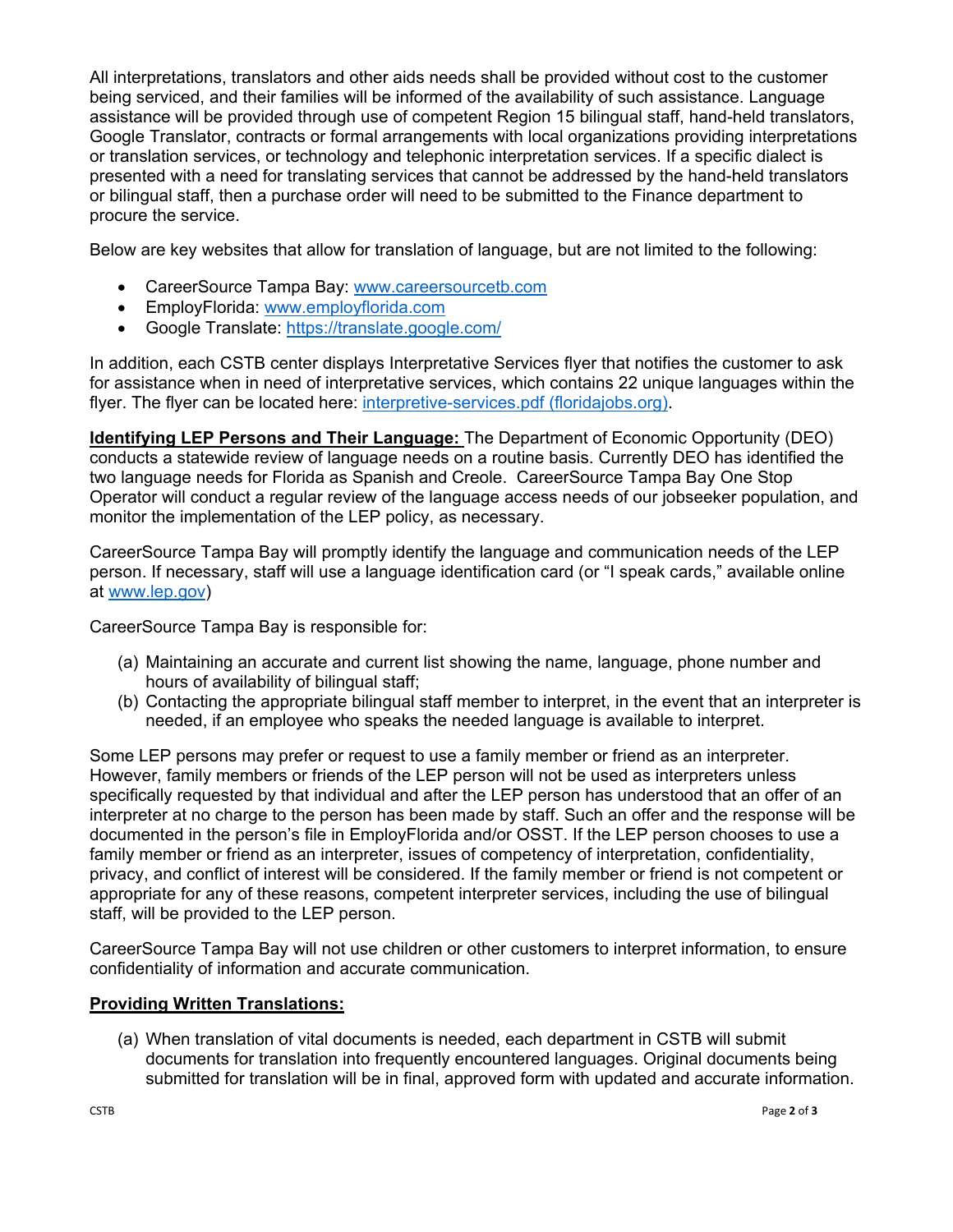All interpretations, translators and other aids needs shall be provided without cost to the customer being serviced, and their families will be informed of the availability of such assistance. Language assistance will be provided through use of competent Region 15 bilingual staff, hand-held translators, Google Translator, contracts or formal arrangements with local organizations providing interpretations or translation services, or technology and telephonic interpretation services. If a specific dialect is presented with a need for translating services that cannot be addressed by the hand-held translators or bilingual staff, then a purchase order will need to be submitted to the Finance department to procure the service.

Below are key websites that allow for translation of language, but are not limited to the following:

- CareerSource Tampa Bay: [www.careersourcetb.com](www.careersourcetb.com)
- EmployFlorida: [www.employflorida.com](www.employflorida.com)
- Google Translate: [https://translate.google.com/](https://translate.google.com/)

In addition, each CSTB center displays Interpretative Services flyer that notifies the customer to ask for assistance when in need of interpretative services, which contains 22 unique languages within the flyer. The flyer can be located here: interpretive-services.pdf (floridajobs.org).

**Identifying LEP Persons and Their Language:** The Department of Economic Opportunity (DEO) conducts a statewide review of language needs on a routine basis. Currently DEO has identified the two language needs for Florida as Spanish and Creole. CareerSource Tampa Bay One Stop Operator will conduct a regular review of the language access needs of our jobseeker population, and monitor the implementation of the LEP policy, as necessary.

CareerSource Tampa Bay will promptly identify the language and communication needs of the LEP person. If necessary, staff will use a language identification card (or "I speak cards," available online at [www.lep.gov](www.lep.gov))

CareerSource Tampa Bay is responsible for:

(a) Maintaining an accurate and current list showing the name, language, phone number and hours of availability of bilingual staff;
(b) Contacting the appropriate bilingual staff member to interpret, in the event that an interpreter is needed, if an employee who speaks the needed language is available to interpret.

Some LEP persons may prefer or request to use a family member or friend as an interpreter. However, family members or friends of the LEP person will not be used as interpreters unless specifically requested by that individual and after the LEP person has understood that an offer of an interpreter at no charge to the person has been made by staff. Such an offer and the response will be documented in the person's file in EmployFlorida and/or OSST. If the LEP person chooses to use a family member or friend as an interpreter, issues of competency of interpretation, confidentiality, privacy, and conflict of interest will be considered. If the family member or friend is not competent or appropriate for any of these reasons, competent interpreter services, including the use of bilingual staff, will be provided to the LEP person.

CareerSource Tampa Bay will not use children or other customers to interpret information, to ensure confidentiality of information and accurate communication.

**Providing Written Translations:**

(a) When translation of vital documents is needed, each department in CSTB will submit documents for translation into frequently encountered languages. Original documents being submitted for translation will be in final, approved form with updated and accurate information.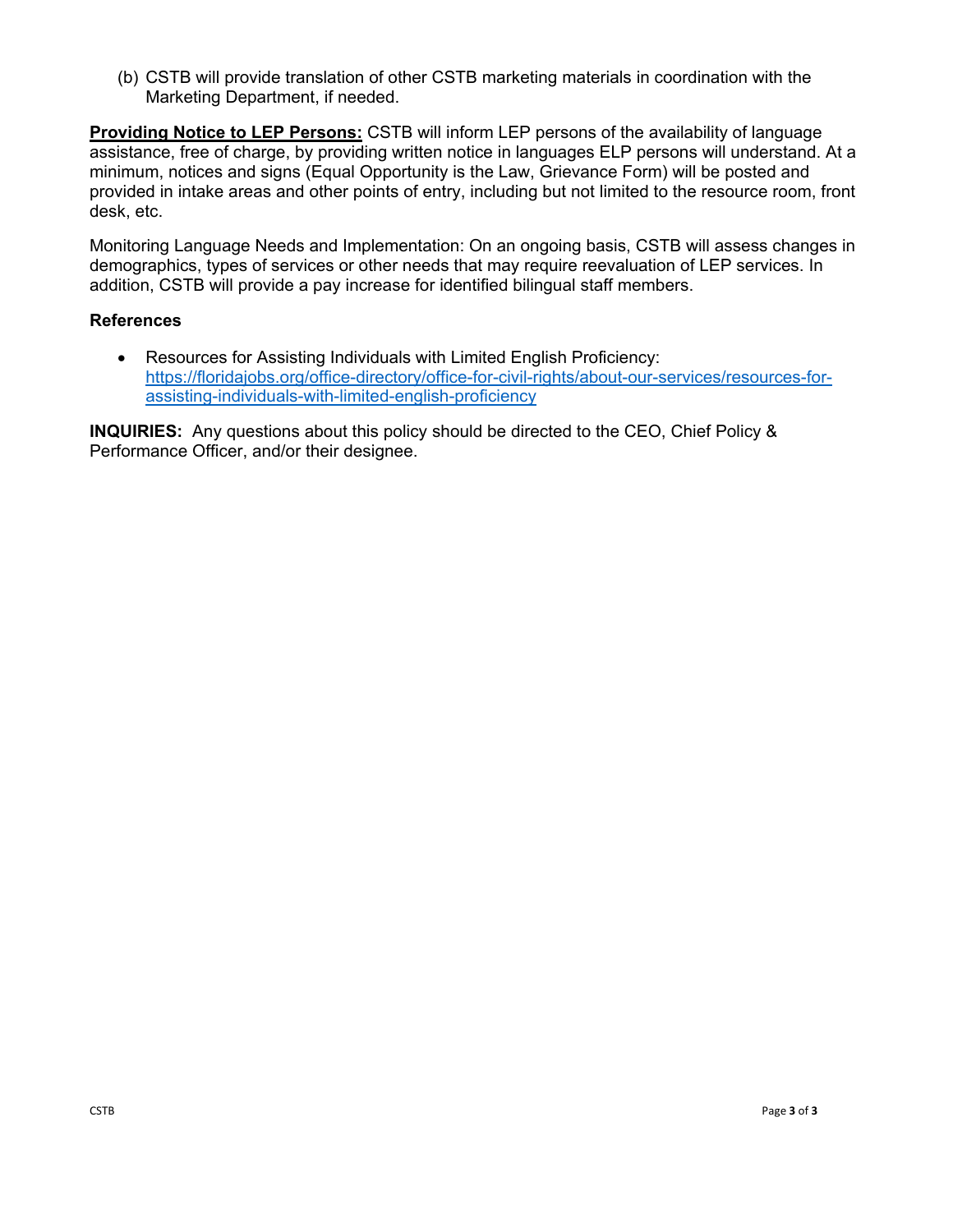(b) CSTB will provide translation of other CSTB marketing materials in coordination with the Marketing Department, if needed.

**Providing Notice to LEP Persons:** CSTB will inform LEP persons of the availability of language assistance, free of charge, by providing written notice in languages ELP persons will understand. At a minimum, notices and signs (Equal Opportunity is the Law, Grievance Form) will be posted and provided in intake areas and other points of entry, including but not limited to the resource room, front desk, etc.

Monitoring Language Needs and Implementation: On an ongoing basis, CSTB will assess changes in demographics, types of services or other needs that may require reevaluation of LEP services. In addition, CSTB will provide a pay increase for identified bilingual staff members.

**References**

- Resources for Assisting Individuals with Limited English Proficiency: [https://floridajobs.org/office-directory/office-for-civil-rights/about-our-services/resources-for-assisting-individuals-with-limited-english-proficiency](https://floridajobs.org/office-directory/office-for-civil-rights/about-our-services/resources-for-assisting-individuals-with-limited-english-proficiency)

**INQUIRIES:** Any questions about this policy should be directed to the CEO, Chief Policy & Performance Officer, and/or their designee.